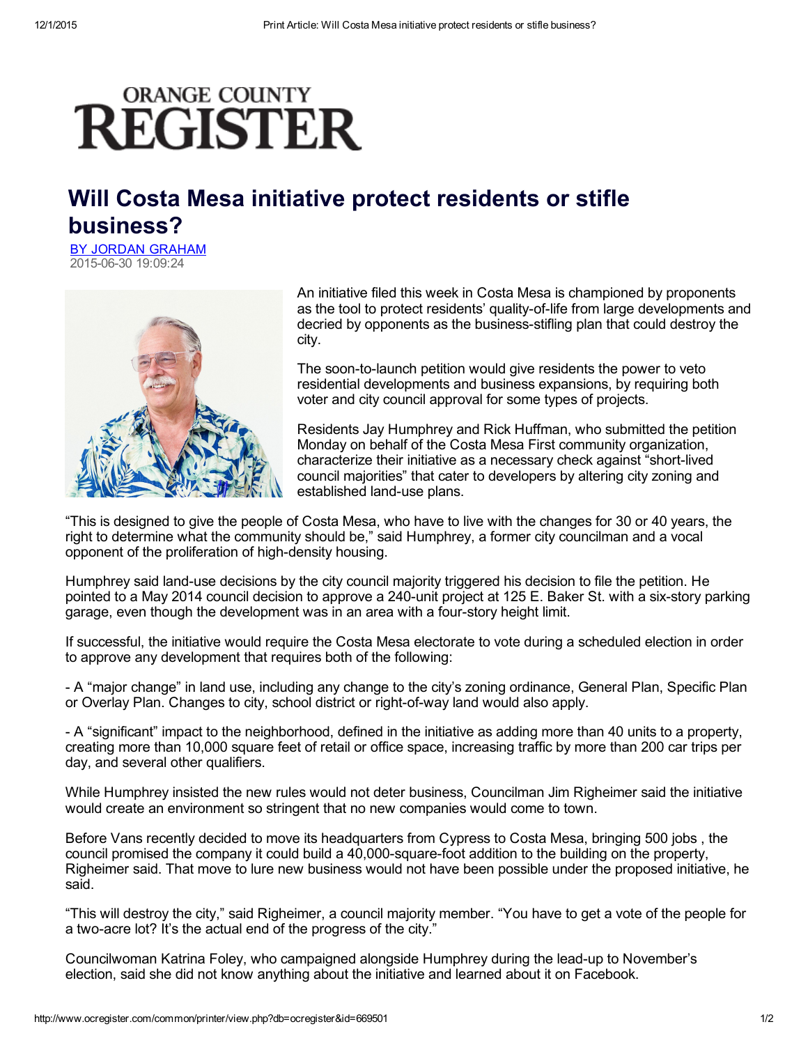ORANGE COUNTY REGISTER

# Will Costa Mesa initiative protect residents or stifle business?

BY JORDAN GRAHAM
2015-06-30 19:09:24

An initiative filed this week in Costa Mesa is championed by proponents as the tool to protect residents' quality-of-life from large developments and decried by opponents as the business-stifling plan that could destroy the city.

The soon-to-launch petition would give residents the power to veto residential developments and business expansions, by requiring both voter and city council approval for some types of projects.

Residents Jay Humphrey and Rick Huffman, who submitted the petition Monday on behalf of the Costa Mesa First community organization, characterize their initiative as a necessary check against "short-lived council majorities" that cater to developers by altering city zoning and established land-use plans.

"This is designed to give the people of Costa Mesa, who have to live with the changes for 30 or 40 years, the right to determine what the community should be," said Humphrey, a former city councilman and a vocal opponent of the proliferation of high-density housing.

Humphrey said land-use decisions by the city council majority triggered his decision to file the petition. He pointed to a May 2014 council decision to approve a 240-unit project at 125 E. Baker St. with a six-story parking garage, even though the development was in an area with a four-story height limit.

If successful, the initiative would require the Costa Mesa electorate to vote during a scheduled election in order to approve any development that requires both of the following:

- A "major change" in land use, including any change to the city's zoning ordinance, General Plan, Specific Plan or Overlay Plan. Changes to city, school district or right-of-way land would also apply.

- A "significant" impact to the neighborhood, defined in the initiative as adding more than 40 units to a property, creating more than 10,000 square feet of retail or office space, increasing traffic by more than 200 car trips per day, and several other qualifiers.

While Humphrey insisted the new rules would not deter business, Councilman Jim Righeimer said the initiative would create an environment so stringent that no new companies would come to town.

Before Vans recently decided to move its headquarters from Cypress to Costa Mesa, bringing 500 jobs , the council promised the company it could build a 40,000-square-foot addition to the building on the property, Righeimer said. That move to lure new business would not have been possible under the proposed initiative, he said.

"This will destroy the city," said Righeimer, a council majority member. "You have to get a vote of the people for a two-acre lot? It's the actual end of the progress of the city."

Councilwoman Katrina Foley, who campaigned alongside Humphrey during the lead-up to November's election, said she did not know anything about the initiative and learned about it on Facebook.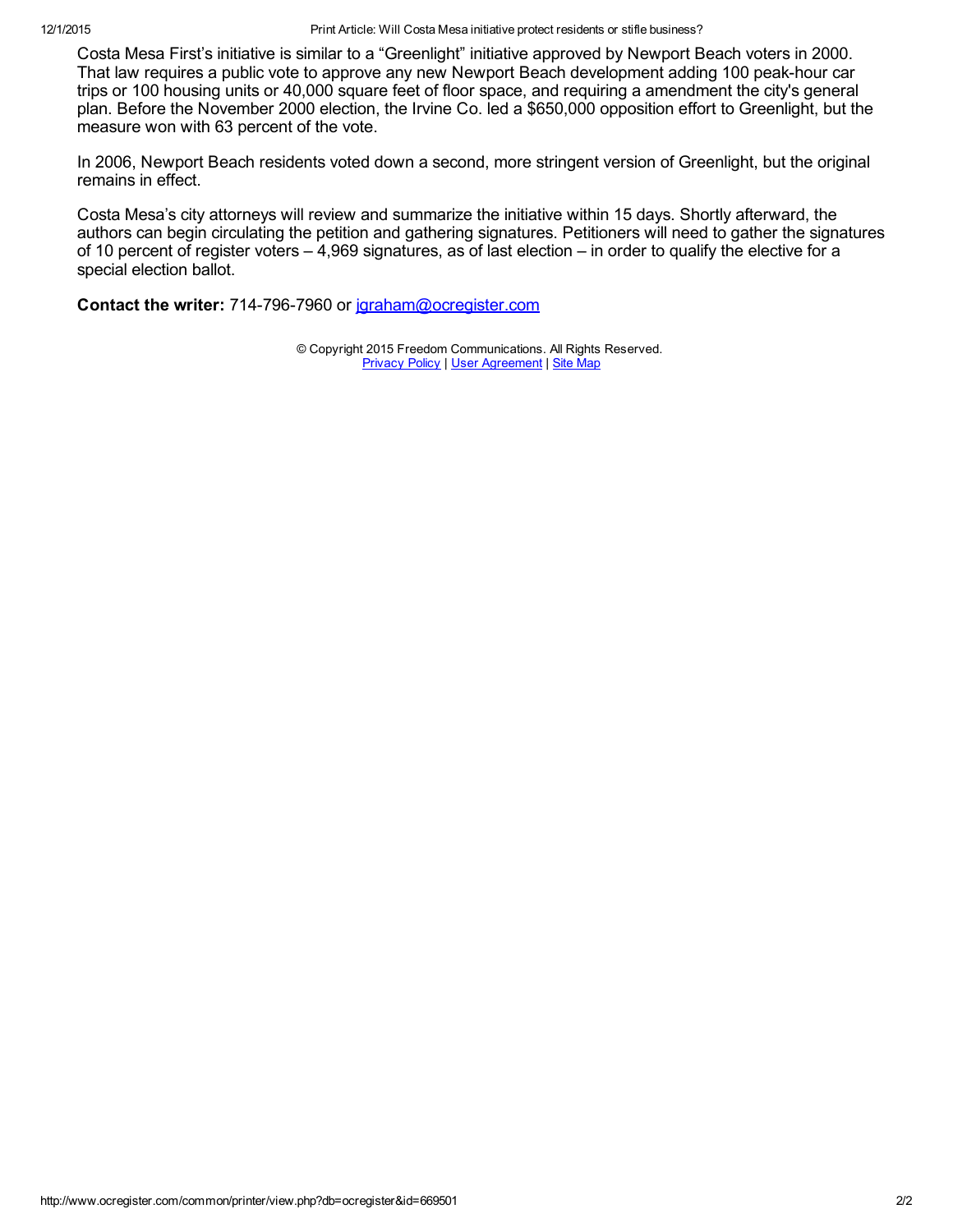Costa Mesa First's initiative is similar to a "Greenlight" initiative approved by Newport Beach voters in 2000. That law requires a public vote to approve any new Newport Beach development adding 100 peak-hour car trips or 100 housing units or 40,000 square feet of floor space, and requiring a amendment the city's general plan. Before the November 2000 election, the Irvine Co. led a $650,000 opposition effort to Greenlight, but the measure won with 63 percent of the vote.

In 2006, Newport Beach residents voted down a second, more stringent version of Greenlight, but the original remains in effect.

Costa Mesa's city attorneys will review and summarize the initiative within 15 days. Shortly afterward, the authors can begin circulating the petition and gathering signatures. Petitioners will need to gather the signatures of 10 percent of register voters – 4,969 signatures, as of last election – in order to qualify the elective for a special election ballot.

**Contact the writer:** 714-796-7960 or jgraham@ocregister.com

© Copyright 2015 Freedom Communications. All Rights Reserved.
Privacy Policy | User Agreement | Site Map